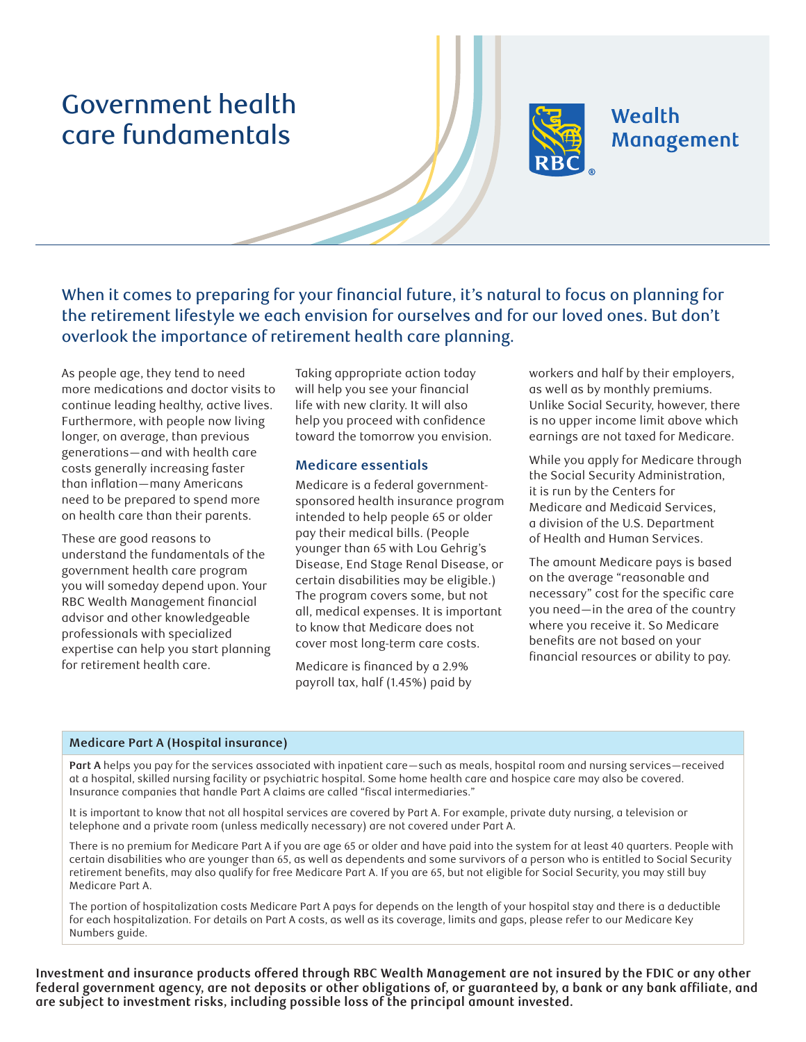# Government health care fundamentals

Wealth Management

**When it comes to preparing for your financial future, it's natural to focus on planning for the retirement lifestyle we each envision for ourselves and for our loved ones. But don't overlook the importance of retirement health care planning.**

As people age, they tend to need more medications and doctor visits to continue leading healthy, active lives. Furthermore, with people now living longer, on average, than previous generations—and with health care costs generally increasing faster than inflation—many Americans need to be prepared to spend more on health care than their parents.

These are good reasons to understand the fundamentals of the government health care program you will someday depend upon. Your RBC Wealth Management financial advisor and other knowledgeable professionals with specialized expertise can help you start planning for retirement health care.

Taking appropriate action today will help you see your financial life with new clarity. It will also help you proceed with confidence toward the tomorrow you envision.

## Medicare essentials

Medicare is a federal government-sponsored health insurance program intended to help people 65 or older pay their medical bills. (People younger than 65 with Lou Gehrig's Disease, End Stage Renal Disease, or certain disabilities may be eligible.) The program covers some, but not all, medical expenses. It is important to know that Medicare does not cover most long-term care costs.

Medicare is financed by a 2.9% payroll tax, half (1.45%) paid by workers and half by their employers, as well as by monthly premiums. Unlike Social Security, however, there is no upper income limit above which earnings are not taxed for Medicare.

While you apply for Medicare through the Social Security Administration, it is run by the Centers for Medicare and Medicaid Services, a division of the U.S. Department of Health and Human Services.

The amount Medicare pays is based on the average "reasonable and necessary" cost for the specific care you need—in the area of the country where you receive it. So Medicare benefits are not based on your financial resources or ability to pay.

### Medicare Part A (Hospital insurance)

**Part A** helps you pay for the services associated with inpatient care—such as meals, hospital room and nursing services—received at a hospital, skilled nursing facility or psychiatric hospital. Some home health care and hospice care may also be covered. Insurance companies that handle Part A claims are called "fiscal intermediaries."

It is important to know that not all hospital services are covered by Part A. For example, private duty nursing, a television or telephone and a private room (unless medically necessary) are not covered under Part A.

There is no premium for Medicare Part A if you are age 65 or older and have paid into the system for at least 40 quarters. People with certain disabilities who are younger than 65, as well as dependents and some survivors of a person who is entitled to Social Security retirement benefits, may also qualify for free Medicare Part A. If you are 65, but not eligible for Social Security, you may still buy Medicare Part A.

The portion of hospitalization costs Medicare Part A pays for depends on the length of your hospital stay and there is a deductible for each hospitalization. For details on Part A costs, as well as its coverage, limits and gaps, please refer to our Medicare Key Numbers guide.

**Investment and insurance products offered through RBC Wealth Management are not insured by the FDIC or any other federal government agency, are not deposits or other obligations of, or guaranteed by, a bank or any bank affiliate, and are subject to investment risks, including possible loss of the principal amount invested.**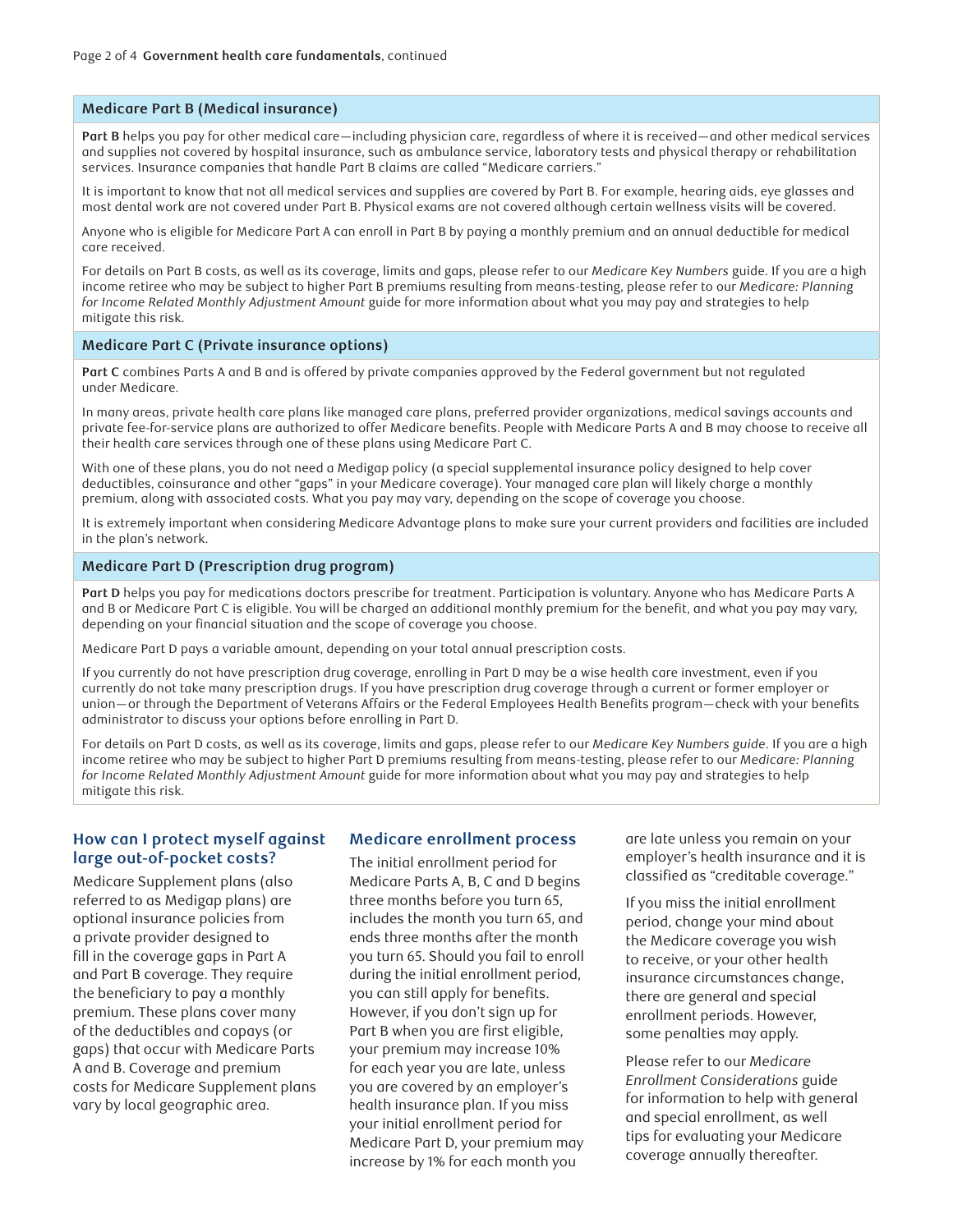## Medicare Part B (Medical insurance)

**Part B** helps you pay for other medical care—including physician care, regardless of where it is received—and other medical services and supplies not covered by hospital insurance, such as ambulance service, laboratory tests and physical therapy or rehabilitation services. Insurance companies that handle Part B claims are called "Medicare carriers."

It is important to know that not all medical services and supplies are covered by Part B. For example, hearing aids, eye glasses and most dental work are not covered under Part B. Physical exams are not covered although certain wellness visits will be covered.

Anyone who is eligible for Medicare Part A can enroll in Part B by paying a monthly premium and an annual deductible for medical care received.

For details on Part B costs, as well as its coverage, limits and gaps, please refer to our *Medicare Key Numbers* guide. If you are a high income retiree who may be subject to higher Part B premiums resulting from means-testing, please refer to our *Medicare: Planning for Income Related Monthly Adjustment Amount* guide for more information about what you may pay and strategies to help mitigate this risk.

## Medicare Part C (Private insurance options)

**Part C** combines Parts A and B and is offered by private companies approved by the Federal government but not regulated under Medicare.

In many areas, private health care plans like managed care plans, preferred provider organizations, medical savings accounts and private fee-for-service plans are authorized to offer Medicare benefits. People with Medicare Parts A and B may choose to receive all their health care services through one of these plans using Medicare Part C.

With one of these plans, you do not need a Medigap policy (a special supplemental insurance policy designed to help cover deductibles, coinsurance and other "gaps" in your Medicare coverage). Your managed care plan will likely charge a monthly premium, along with associated costs. What you pay may vary, depending on the scope of coverage you choose.

It is extremely important when considering Medicare Advantage plans to make sure your current providers and facilities are included in the plan's network.

## Medicare Part D (Prescription drug program)

**Part D** helps you pay for medications doctors prescribe for treatment. Participation is voluntary. Anyone who has Medicare Parts A and B or Medicare Part C is eligible. You will be charged an additional monthly premium for the benefit, and what you pay may vary, depending on your financial situation and the scope of coverage you choose.

Medicare Part D pays a variable amount, depending on your total annual prescription costs.

If you currently do not have prescription drug coverage, enrolling in Part D may be a wise health care investment, even if you currently do not take many prescription drugs. If you have prescription drug coverage through a current or former employer or union—or through the Department of Veterans Affairs or the Federal Employees Health Benefits program—check with your benefits administrator to discuss your options before enrolling in Part D.

For details on Part D costs, as well as its coverage, limits and gaps, please refer to our *Medicare Key Numbers guide*. If you are a high income retiree who may be subject to higher Part D premiums resulting from means-testing, please refer to our *Medicare: Planning for Income Related Monthly Adjustment Amount* guide for more information about what you may pay and strategies to help mitigate this risk.

## How can I protect myself against large out-of-pocket costs?

Medicare Supplement plans (also referred to as Medigap plans) are optional insurance policies from a private provider designed to fill in the coverage gaps in Part A and Part B coverage. They require the beneficiary to pay a monthly premium. These plans cover many of the deductibles and copays (or gaps) that occur with Medicare Parts A and B. Coverage and premium costs for Medicare Supplement plans vary by local geographic area.

## Medicare enrollment process

The initial enrollment period for Medicare Parts A, B, C and D begins three months before you turn 65, includes the month you turn 65, and ends three months after the month you turn 65. Should you fail to enroll during the initial enrollment period, you can still apply for benefits. However, if you don't sign up for Part B when you are first eligible, your premium may increase 10% for each year you are late, unless you are covered by an employer's health insurance plan. If you miss your initial enrollment period for Medicare Part D, your premium may increase by 1% for each month you are late unless you remain on your employer's health insurance and it is classified as "creditable coverage."

If you miss the initial enrollment period, change your mind about the Medicare coverage you wish to receive, or your other health insurance circumstances change, there are general and special enrollment periods. However, some penalties may apply.

Please refer to our *Medicare Enrollment Considerations* guide for information to help with general and special enrollment, as well as tips for evaluating your Medicare coverage annually thereafter.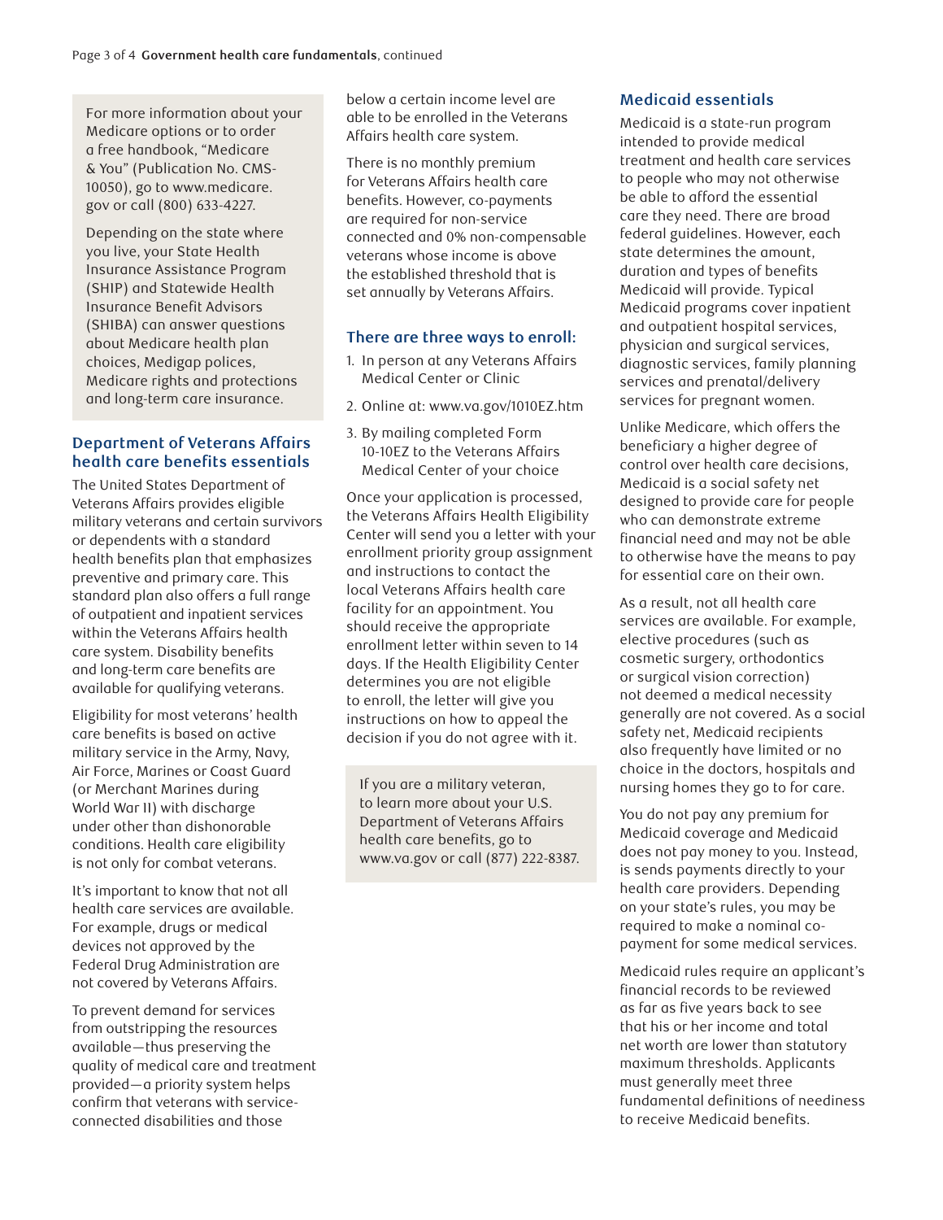For more information about your Medicare options or to order a free handbook, “Medicare & You” (Publication No. CMS-10050), go to www.medicare.gov or call (800) 633-4227.

Depending on the state where you live, your State Health Insurance Assistance Program (SHIP) and Statewide Health Insurance Benefit Advisors (SHIBA) can answer questions about Medicare health plan choices, Medigap polices, Medicare rights and protections and long-term care insurance.

## Department of Veterans Affairs health care benefits essentials

The United States Department of Veterans Affairs provides eligible military veterans and certain survivors or dependents with a standard health benefits plan that emphasizes preventive and primary care. This standard plan also offers a full range of outpatient and inpatient services within the Veterans Affairs health care system. Disability benefits and long-term care benefits are available for qualifying veterans.

Eligibility for most veterans’ health care benefits is based on active military service in the Army, Navy, Air Force, Marines or Coast Guard (or Merchant Marines during World War II) with discharge under other than dishonorable conditions. Health care eligibility is not only for combat veterans.

It’s important to know that not all health care services are available. For example, drugs or medical devices not approved by the Federal Drug Administration are not covered by Veterans Affairs.

To prevent demand for services from outstripping the resources available—thus preserving the quality of medical care and treatment provided—a priority system helps confirm that veterans with service-connected disabilities and those below a certain income level are able to be enrolled in the Veterans Affairs health care system.

There is no monthly premium for Veterans Affairs health care benefits. However, co-payments are required for non-service connected and 0% non-compensable veterans whose income is above the established threshold that is set annually by Veterans Affairs.

### There are three ways to enroll:

1. In person at any Veterans Affairs Medical Center or Clinic
2. Online at: www.va.gov/1010EZ.htm
3. By mailing completed Form 10-10EZ to the Veterans Affairs Medical Center of your choice

Once your application is processed, the Veterans Affairs Health Eligibility Center will send you a letter with your enrollment priority group assignment and instructions to contact the local Veterans Affairs health care facility for an appointment. You should receive the appropriate enrollment letter within seven to 14 days. If the Health Eligibility Center determines you are not eligible to enroll, the letter will give you instructions on how to appeal the decision if you do not agree with it.

If you are a military veteran, to learn more about your U.S. Department of Veterans Affairs health care benefits, go to www.va.gov or call (877) 222-8387.

## Medicaid essentials

Medicaid is a state-run program intended to provide medical treatment and health care services to people who may not otherwise be able to afford the essential care they need. There are broad federal guidelines. However, each state determines the amount, duration and types of benefits Medicaid will provide. Typical Medicaid programs cover inpatient and outpatient hospital services, physician and surgical services, diagnostic services, family planning services and prenatal/delivery services for pregnant women.

Unlike Medicare, which offers the beneficiary a higher degree of control over health care decisions, Medicaid is a social safety net designed to provide care for people who can demonstrate extreme financial need and may not be able to otherwise have the means to pay for essential care on their own.

As a result, not all health care services are available. For example, elective procedures (such as cosmetic surgery, orthodontics or surgical vision correction) not deemed a medical necessity generally are not covered. As a social safety net, Medicaid recipients also frequently have limited or no choice in the doctors, hospitals and nursing homes they go to for care.

You do not pay any premium for Medicaid coverage and Medicaid does not pay money to you. Instead, is sends payments directly to your health care providers. Depending on your state’s rules, you may be required to make a nominal co-payment for some medical services.

Medicaid rules require an applicant’s financial records to be reviewed as far as five years back to see that his or her income and total net worth are lower than statutory maximum thresholds. Applicants must generally meet three fundamental definitions of neediness to receive Medicaid benefits.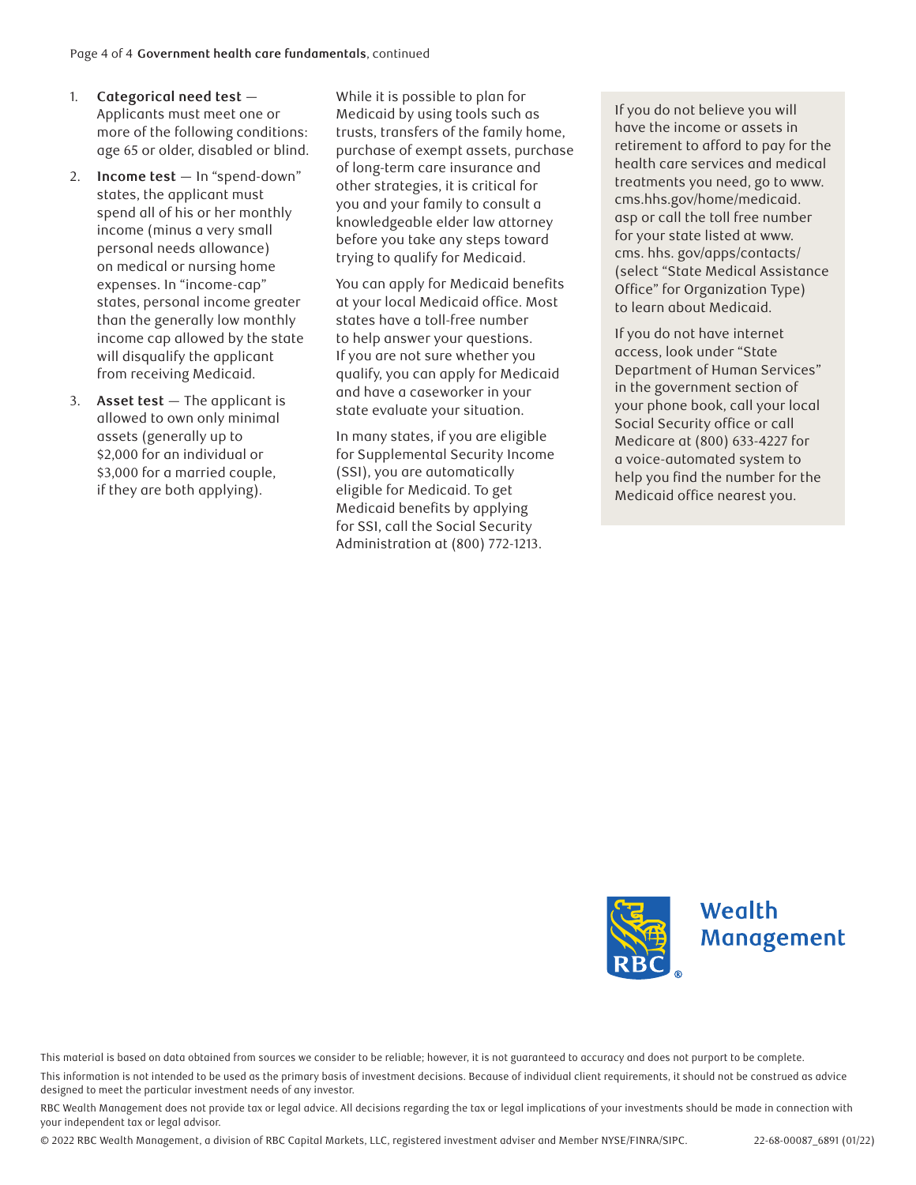1. **Categorical need test** — Applicants must meet one or more of the following conditions: age 65 or older, disabled or blind.
2. **Income test** — In “spend-down” states, the applicant must spend all of his or her monthly income (minus a very small personal needs allowance) on medical or nursing home expenses. In “income-cap” states, personal income greater than the generally low monthly income cap allowed by the state will disqualify the applicant from receiving Medicaid.
3. **Asset test** — The applicant is allowed to own only minimal assets (generally up to $2,000 for an individual or $3,000 for a married couple, if they are both applying).

While it is possible to plan for Medicaid by using tools such as trusts, transfers of the family home, purchase of exempt assets, purchase of long-term care insurance and other strategies, it is critical for you and your family to consult a knowledgeable elder law attorney before you take any steps toward trying to qualify for Medicaid.

You can apply for Medicaid benefits at your local Medicaid office. Most states have a toll-free number to help answer your questions. If you are not sure whether you qualify, you can apply for Medicaid and have a caseworker in your state evaluate your situation.

In many states, if you are eligible for Supplemental Security Income (SSI), you are automatically eligible for Medicaid. To get Medicaid benefits by applying for SSI, call the Social Security Administration at (800) 772-1213.

If you do not believe you will have the income or assets in retirement to afford to pay for the health care services and medical treatments you need, go to www.cms.hhs.gov/home/medicaid.asp or call the toll free number for your state listed at www.cms.hhs.gov/apps/contacts/ (select “State Medical Assistance Office” for Organization Type) to learn about Medicaid.

If you do not have internet access, look under “State Department of Human Services” in the government section of your phone book, call your local Social Security office or call Medicare at (800) 633-4227 for a voice-automated system to help you find the number for the Medicaid office nearest you.

RBC Wealth Management

This material is based on data obtained from sources we consider to be reliable; however, it is not guaranteed to accuracy and does not purport to be complete.

This information is not intended to be used as the primary basis of investment decisions. Because of individual client requirements, it should not be construed as advice designed to meet the particular investment needs of any investor.

RBC Wealth Management does not provide tax or legal advice. All decisions regarding the tax or legal implications of your investments should be made in connection with your independent tax or legal advisor.

© 2022 RBC Wealth Management, a division of RBC Capital Markets, LLC, registered investment adviser and Member NYSE/FINRA/SIPC. 22-68-00087_6891 (01/22)